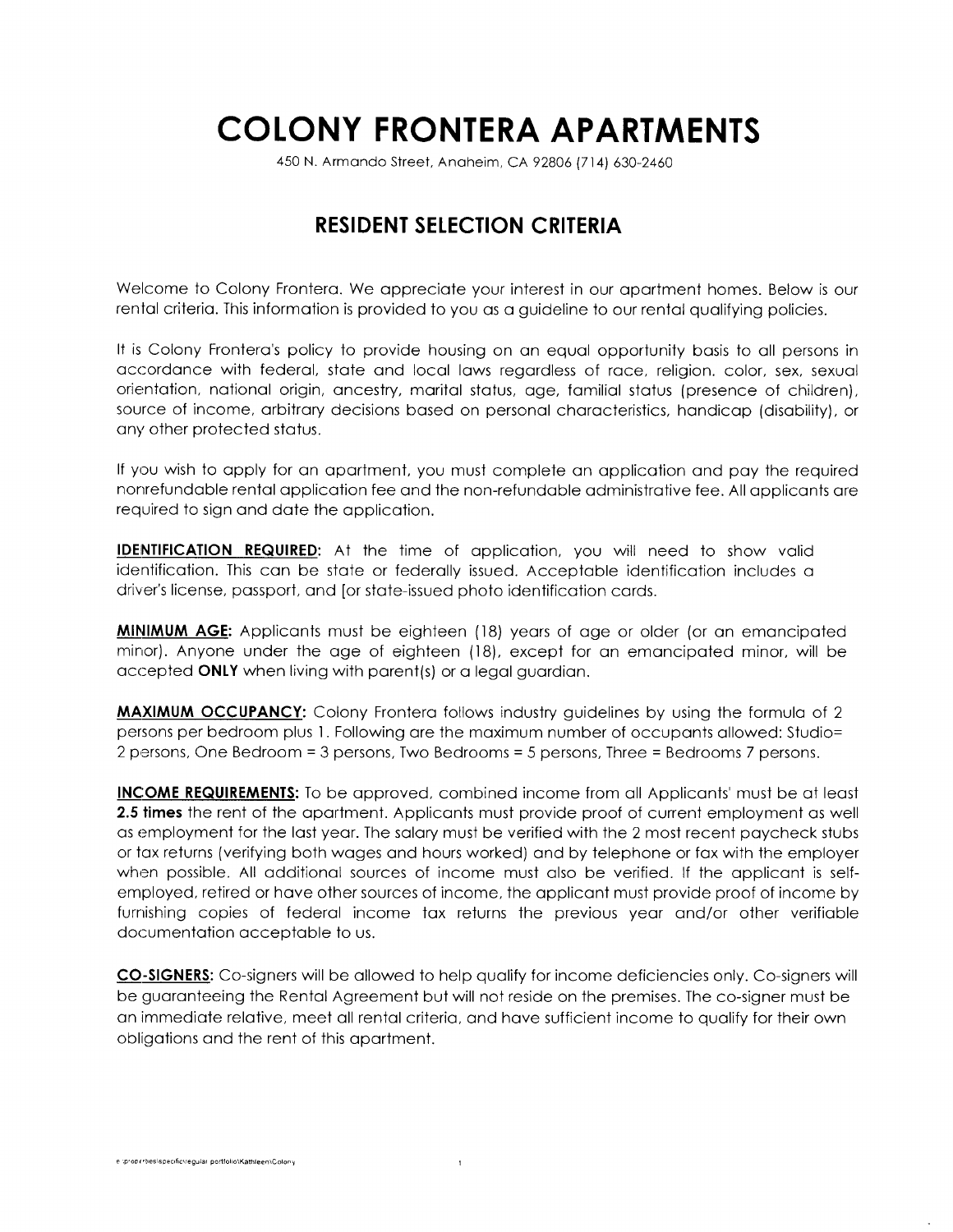# COLONY FRONTERA APARTMENTS

450 N. Armando Street, Anaheim, CA 92806 (714) 630-2460

## RESIDENT SELECTION CRITERIA

Welcome to Colony Frontera. We appreciate your interest in our apartment homes. Below is our rental criteria. This information is provided to you as a guideline to our rental qualifying policies.

It is Colony Frontera's policy to provide housing on an equal opportunity basis to all persons in accordance with federal, state and local laws regardless of race, religion. color, sex, sexual orientation, national origin, ancestry, marital status, age, familial status (presence of children), source of income, arbitrary decisions based on personal characteristics, handicap (disability), or any other protected status.

If you wish to apply for an apartment, you must complete an application and pay the required nonrefundable rental application fee and the non-refundable administrative fee. All applicants are required to sign and date the application.

**IDENTIFICATION REQUIRED:** At the time of application, you will need to show valid identification. This can be state or federally issued. Acceptable identification includes a driver's license, passport, and [or state-issued photo identification cards.

**MINIMUM AGE:** Applicants must be eighteen (18) years of age or older (or an emancipated minor). Anyone under the age of eighteen (18), except for an emancipated minor, will be accepted **ONLY** when living with parent(s) or a legal guardian.

**MAXIMUM OCCUPANCY:** Colony Frontera follows industry guidelines by using the formula of 2 persons per bedroom plus 1. Following are the maximum number of occupants allowed: Studio= 2 persons, One Bedroom = 3 persons, Two Bedrooms = 5 persons, Three = Bedrooms 7 persons.

**INCOME REQUIREMENTS:** To be approved, combined income from all Applicants' must be at least **2.5 times** the rent of the apartment. Applicants must provide proof of current employment as well as employment for the last year. The salary must be verified with the 2 most recent paycheck stubs or tax returns (verifying both wages and hours worked) and by telephone or fax with the employer when possible. All additional sources of income must also be verified. If the applicant is self-employed, retired or have other sources of income, the applicant must provide proof of income by furnishing copies of federal income tax returns the previous year and/or other verifiable documentation acceptable to us.

**CO-SIGNERS:** Co-signers will be allowed to help qualify for income deficiencies only. Co-signers will be guaranteeing the Rental Agreement but will not reside on the premises. The co-signer must be an immediate relative, meet all rental criteria, and have sufficient income to qualify for their own obligations and the rent of this apartment.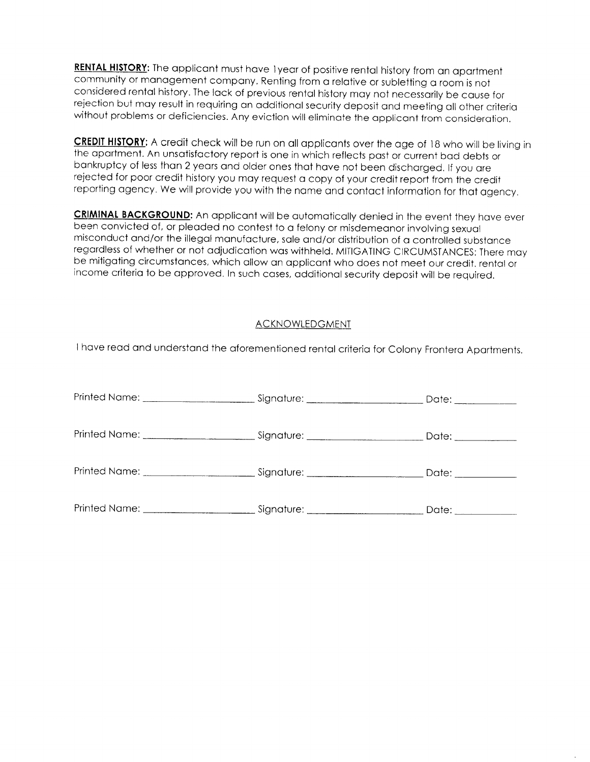**RENTAL HISTORY:** The applicant must have 1year of positive rental history from an apartment community or management company. Renting from a relative or subletting a room is not considered rental history. The lack of previous rental history may not necessarily be cause for rejection but may result in requiring an additional security deposit and meeting all other criteria without problems or deficiencies. Any eviction will eliminate the applicant from consideration.

**CREDIT HISTORY:** A credit check will be run on all applicants over the age of 18 who will be living in the apartment. An unsatisfactory report is one in which reflects past or current bad debts or bankruptcy of less than 2 years and older ones that have not been discharged. If you are rejected for poor credit history you may request a copy of your credit report from the credit reporting agency. We will provide you with the name and contact information for that agency.

**CRIMINAL BACKGROUND:** An applicant will be automatically denied in the event they have ever been convicted of, or pleaded no contest to a felony or misdemeanor involving sexual misconduct and/or the illegal manufacture, sale and/or distribution of a controlled substance regardless of whether or not adjudication was withheld. MITIGATING CIRCUMSTANCES: There may be mitigating circumstances, which allow an applicant who does not meet our credit, rental or income criteria to be approved. In such cases, additional security deposit will be required.

## ACKNOWLEDGMENT

I have read and understand the aforementioned rental criteria for Colony Frontera Apartments.

Printed Name: ____________________ Signature: ____________________ Date: __________

Printed Name: ____________________ Signature: ____________________ Date: __________

Printed Name: ____________________ Signature: ____________________ Date: __________

Printed Name: ____________________ Signature: ____________________ Date: __________